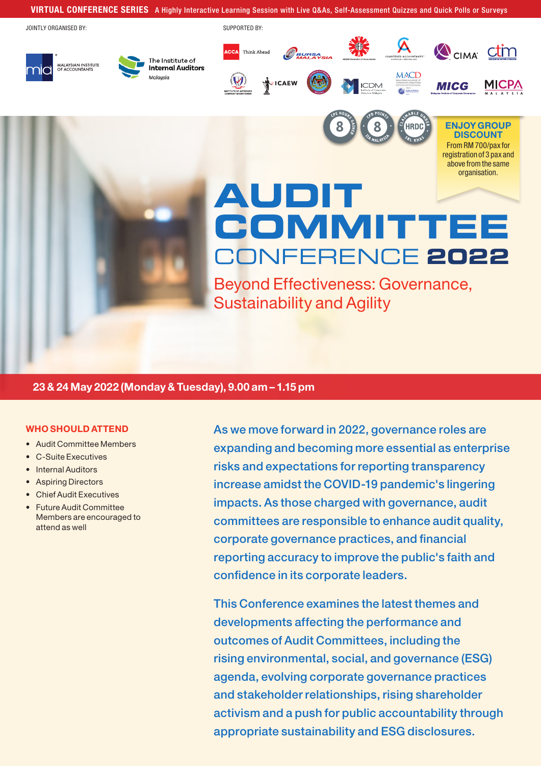**VIRTUAL CONFERENCE SERIES** A Highly Interactive Learning Session with Live Q&As, Self-Assessment Quizzes and Quick Polls or Surveys

JOINTLY ORGANISED BY:

MALAYSIAN INSTITUTE OF ACCOUNTANTS

The Institute of Internal Auditors Malaysia

SUPPORTED BY:

ACCA Think Ahead, Bursa Malaysia, ASEAN Federation of Accountants, Chartered Accountants Australia + New Zealand, CIMA, CTIM, Institute of Approved Company Secretaries, ICAEW, ICDM Institute of Corporate Directors Malaysia, MACD, MICG Malaysian Institute of Corporate Governance, MICPA Malaysia

8 CPE HOURS GAINED

8 CPD POINTS IIA MALAYSIA

CLAIMABLE UNDER HRDC SBL KHAS

**ENJOY GROUP DISCOUNT**
From RM 700/pax for registration of 3 pax and above from the same organisation.

# AUDIT COMMITTEE CONFERENCE 2022

## Beyond Effectiveness: Governance, Sustainability and Agility

**23 & 24 May 2022 (Monday & Tuesday), 9.00 am – 1.15 pm**

### WHO SHOULD ATTEND

- Audit Committee Members
- C-Suite Executives
- Internal Auditors
- Aspiring Directors
- Chief Audit Executives
- Future Audit Committee Members are encouraged to attend as well

As we move forward in 2022, governance roles are expanding and becoming more essential as enterprise risks and expectations for reporting transparency increase amidst the COVID-19 pandemic's lingering impacts. As those charged with governance, audit committees are responsible to enhance audit quality, corporate governance practices, and financial reporting accuracy to improve the public's faith and confidence in its corporate leaders.

This Conference examines the latest themes and developments affecting the performance and outcomes of Audit Committees, including the rising environmental, social, and governance (ESG) agenda, evolving corporate governance practices and stakeholder relationships, rising shareholder activism and a push for public accountability through appropriate sustainability and ESG disclosures.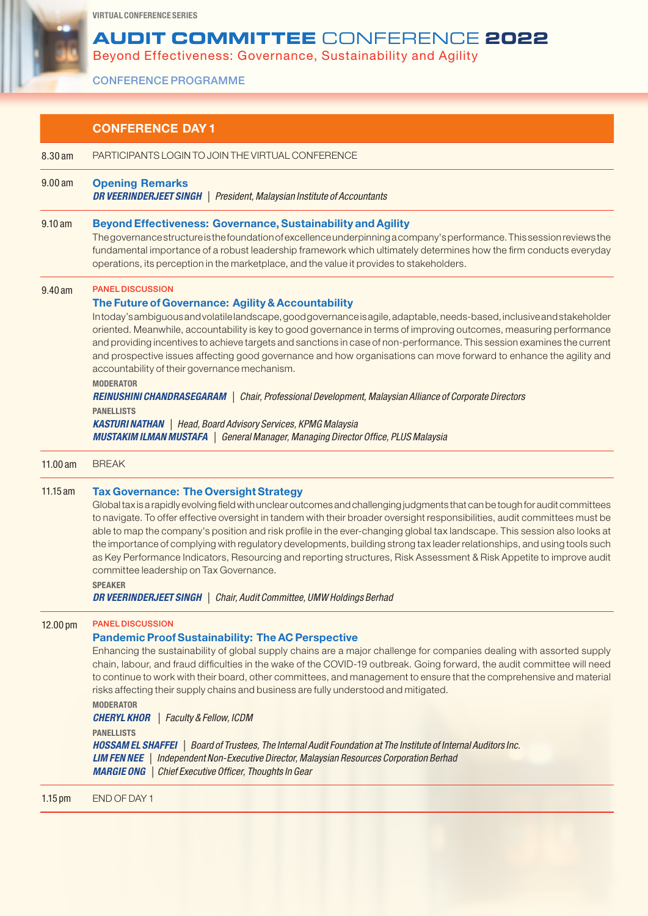VIRTUAL CONFERENCE SERIES

# AUDIT COMMITTEE CONFERENCE 2022

Beyond Effectiveness: Governance, Sustainability and Agility

CONFERENCE PROGRAMME

## CONFERENCE DAY 1

**8.30 am** PARTICIPANTS LOGIN TO JOIN THE VIRTUAL CONFERENCE

**9.00 am**

### Opening Remarks

***DR VEERINDERJEET SINGH*** | *President, Malaysian Institute of Accountants*

**9.10 am**

### Beyond Effectiveness: Governance, Sustainability and Agility

The governance structure is the foundation of excellence underpinning a company's performance. This session reviews the fundamental importance of a robust leadership framework which ultimately determines how the firm conducts everyday operations, its perception in the marketplace, and the value it provides to stakeholders.

**9.40 am**

PANEL DISCUSSION

### The Future of Governance: Agility & Accountability

In today's ambiguous and volatile landscape, good governance is agile, adaptable, needs-based, inclusive and stakeholder oriented. Meanwhile, accountability is key to good governance in terms of improving outcomes, measuring performance and providing incentives to achieve targets and sanctions in case of non-performance. This session examines the current and prospective issues affecting good governance and how organisations can move forward to enhance the agility and accountability of their governance mechanism.

**MODERATOR**

***REINUSHINI CHANDRASEGARAM*** | *Chair, Professional Development, Malaysian Alliance of Corporate Directors*

**PANELLISTS**

***KASTURI NATHAN*** | *Head, Board Advisory Services, KPMG Malaysia*
***MUSTAKIM ILMAN MUSTAFA*** | *General Manager, Managing Director Office, PLUS Malaysia*

**11.00 am** BREAK

**11.15 am**

### Tax Governance: The Oversight Strategy

Global tax is a rapidly evolving field with unclear outcomes and challenging judgments that can be tough for audit committees to navigate. To offer effective oversight in tandem with their broader oversight responsibilities, audit committees must be able to map the company's position and risk profile in the ever-changing global tax landscape. This session also looks at the importance of complying with regulatory developments, building strong tax leader relationships, and using tools such as Key Performance Indicators, Resourcing and reporting structures, Risk Assessment & Risk Appetite to improve audit committee leadership on Tax Governance.

**SPEAKER**

***DR VEERINDERJEET SINGH*** | *Chair, Audit Committee, UMW Holdings Berhad*

**12.00 pm**

PANEL DISCUSSION

### Pandemic Proof Sustainability: The AC Perspective

Enhancing the sustainability of global supply chains are a major challenge for companies dealing with assorted supply chain, labour, and fraud difficulties in the wake of the COVID-19 outbreak. Going forward, the audit committee will need to continue to work with their board, other committees, and management to ensure that the comprehensive and material risks affecting their supply chains and business are fully understood and mitigated.

**MODERATOR**

***CHERYL KHOR*** | *Faculty & Fellow, ICDM*

**PANELLISTS**

***HOSSAM EL SHAFFEI*** | *Board of Trustees, The Internal Audit Foundation at The Institute of Internal Auditors Inc.*
***LIM FEN NEE*** | *Independent Non-Executive Director, Malaysian Resources Corporation Berhad*
***MARGIE ONG*** | *Chief Executive Officer, Thoughts In Gear*

**1.15 pm** END OF DAY 1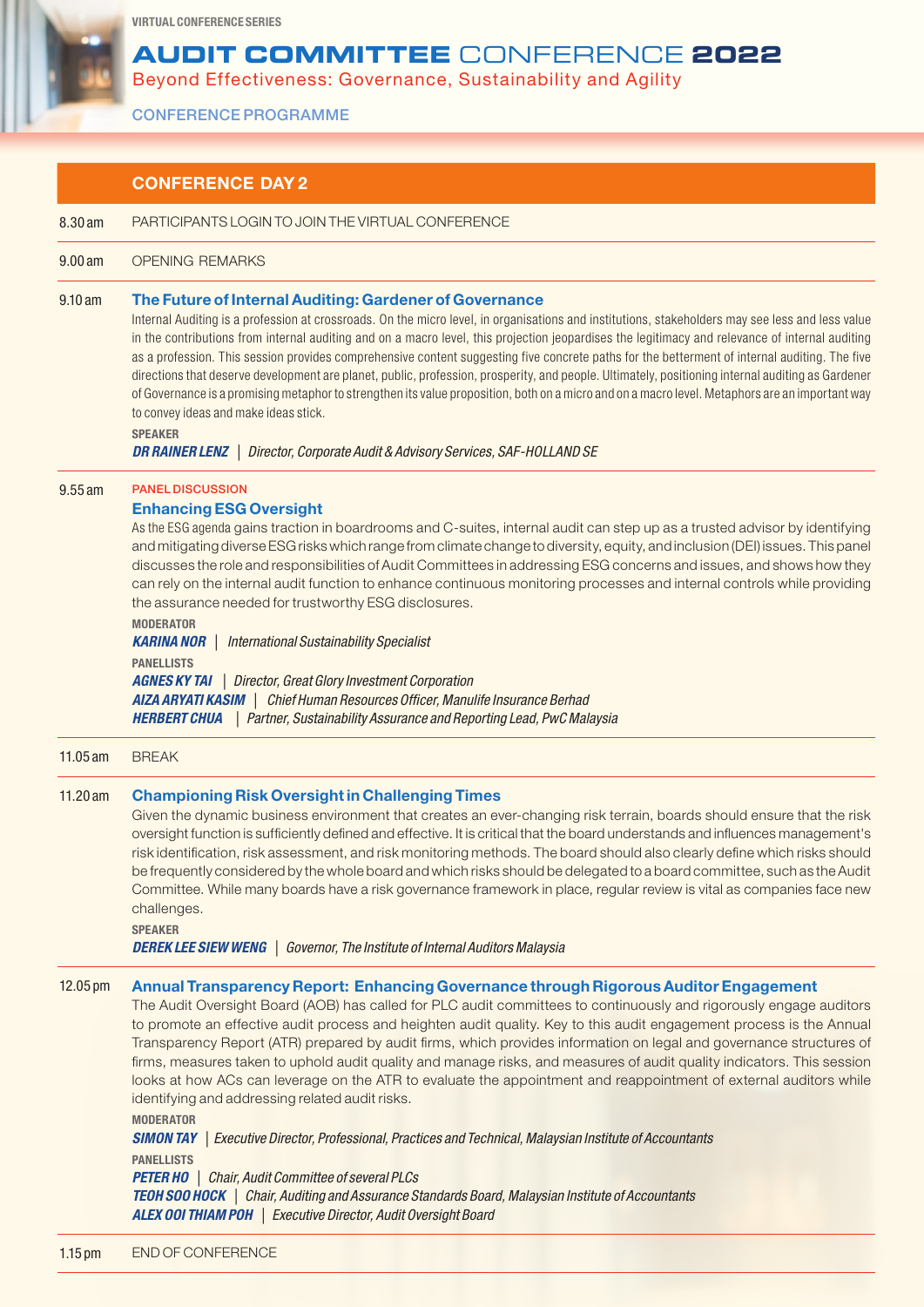VIRTUAL CONFERENCE SERIES

# AUDIT COMMITTEE CONFERENCE 2022

Beyond Effectiveness: Governance, Sustainability and Agility

CONFERENCE PROGRAMME

## CONFERENCE DAY 2

**8.30 am** PARTICIPANTS LOGIN TO JOIN THE VIRTUAL CONFERENCE

**9.00 am** OPENING REMARKS

**9.10 am**

### The Future of Internal Auditing: Gardener of Governance

Internal Auditing is a profession at crossroads. On the micro level, in organisations and institutions, stakeholders may see less and less value in the contributions from internal auditing and on a macro level, this projection jeopardises the legitimacy and relevance of internal auditing as a profession. This session provides comprehensive content suggesting five concrete paths for the betterment of internal auditing. The five directions that deserve development are planet, public, profession, prosperity, and people. Ultimately, positioning internal auditing as Gardener of Governance is a promising metaphor to strengthen its value proposition, both on a micro and on a macro level. Metaphors are an important way to convey ideas and make ideas stick.

**SPEAKER**

***DR RAINER LENZ*** | *Director, Corporate Audit & Advisory Services, SAF-HOLLAND SE*

**9.55 am**

PANEL DISCUSSION

### Enhancing ESG Oversight

As the ESG agenda gains traction in boardrooms and C-suites, internal audit can step up as a trusted advisor by identifying and mitigating diverse ESG risks which range from climate change to diversity, equity, and inclusion (DEI) issues. This panel discusses the role and responsibilities of Audit Committees in addressing ESG concerns and issues, and shows how they can rely on the internal audit function to enhance continuous monitoring processes and internal controls while providing the assurance needed for trustworthy ESG disclosures.

**MODERATOR**

***KARINA NOR*** | *International Sustainability Specialist*

**PANELLISTS**

***AGNES KY TAI*** | *Director, Great Glory Investment Corporation*
***AIZA ARYATI KASIM*** | *Chief Human Resources Officer, Manulife Insurance Berhad*
***HERBERT CHUA*** | *Partner, Sustainability Assurance and Reporting Lead, PwC Malaysia*

**11.05 am** BREAK

**11.20 am**

### Championing Risk Oversight in Challenging Times

Given the dynamic business environment that creates an ever-changing risk terrain, boards should ensure that the risk oversight function is sufficiently defined and effective. It is critical that the board understands and influences management's risk identification, risk assessment, and risk monitoring methods. The board should also clearly define which risks should be frequently considered by the whole board and which risks should be delegated to a board committee, such as the Audit Committee. While many boards have a risk governance framework in place, regular review is vital as companies face new challenges.

**SPEAKER**

***DEREK LEE SIEW WENG*** | *Governor, The Institute of Internal Auditors Malaysia*

**12.05 pm**

### Annual Transparency Report: Enhancing Governance through Rigorous Auditor Engagement

The Audit Oversight Board (AOB) has called for PLC audit committees to continuously and rigorously engage auditors to promote an effective audit process and heighten audit quality. Key to this audit engagement process is the Annual Transparency Report (ATR) prepared by audit firms, which provides information on legal and governance structures of firms, measures taken to uphold audit quality and manage risks, and measures of audit quality indicators. This session looks at how ACs can leverage on the ATR to evaluate the appointment and reappointment of external auditors while identifying and addressing related audit risks.

**MODERATOR**

***SIMON TAY*** | *Executive Director, Professional, Practices and Technical, Malaysian Institute of Accountants*

**PANELLISTS**

***PETER HO*** | *Chair, Audit Committee of several PLCs*
***TEOH SOO HOCK*** | *Chair, Auditing and Assurance Standards Board, Malaysian Institute of Accountants*
***ALEX OOI THIAM POH*** | *Executive Director, Audit Oversight Board*

**1.15 pm** END OF CONFERENCE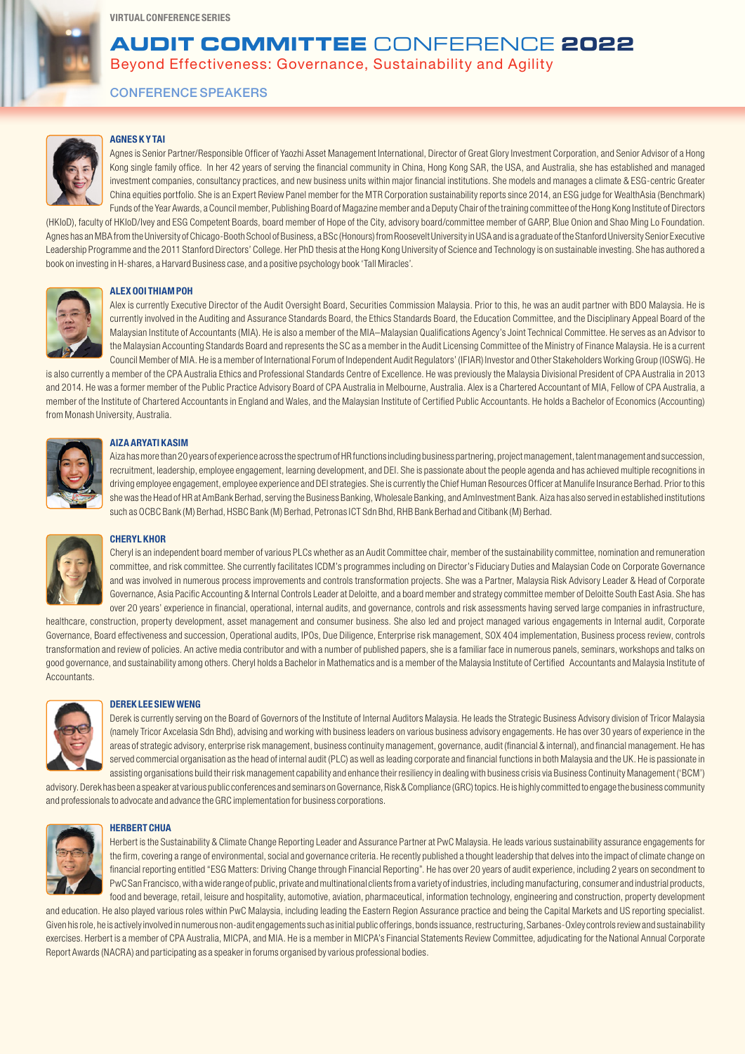VIRTUAL CONFERENCE SERIES

# AUDIT COMMITTEE CONFERENCE 2022

Beyond Effectiveness: Governance, Sustainability and Agility

## CONFERENCE SPEAKERS

### AGNES K Y TAI

Agnes is Senior Partner/Responsible Officer of Yaozhi Asset Management International, Director of Great Glory Investment Corporation, and Senior Advisor of a Hong Kong single family office. In her 42 years of serving the financial community in China, Hong Kong SAR, the USA, and Australia, she has established and managed investment companies, consultancy practices, and new business units within major financial institutions. She models and manages a climate & ESG-centric Greater China equities portfolio. She is an Expert Review Panel member for the MTR Corporation sustainability reports since 2014, an ESG judge for WealthAsia (Benchmark) Funds of the Year Awards, a Council member, Publishing Board of Magazine member and a Deputy Chair of the training committee of the Hong Kong Institute of Directors (HKIoD), faculty of HKIoD/Ivey and ESG Competent Boards, board member of Hope of the City, advisory board/committee member of GARP, Blue Onion and Shao Ming Lo Foundation. Agnes has an MBA from the University of Chicago-Booth School of Business, a BSc (Honours) from Roosevelt University in USA and is a graduate of the Stanford University Senior Executive Leadership Programme and the 2011 Stanford Directors' College. Her PhD thesis at the Hong Kong University of Science and Technology is on sustainable investing. She has authored a book on investing in H-shares, a Harvard Business case, and a positive psychology book 'Tall Miracles'.

### ALEX OOI THIAM POH

Alex is currently Executive Director of the Audit Oversight Board, Securities Commission Malaysia. Prior to this, he was an audit partner with BDO Malaysia. He is currently involved in the Auditing and Assurance Standards Board, the Ethics Standards Board, the Education Committee, and the Disciplinary Appeal Board of the Malaysian Institute of Accountants (MIA). He is also a member of the MIA–Malaysian Qualifications Agency's Joint Technical Committee. He serves as an Advisor to the Malaysian Accounting Standards Board and represents the SC as a member in the Audit Licensing Committee of the Ministry of Finance Malaysia. He is a current Council Member of MIA. He is a member of International Forum of Independent Audit Regulators' (IFIAR) Investor and Other Stakeholders Working Group (IOSWG). He is also currently a member of the CPA Australia Ethics and Professional Standards Centre of Excellence. He was previously the Malaysia Divisional President of CPA Australia in 2013 and 2014. He was a former member of the Public Practice Advisory Board of CPA Australia in Melbourne, Australia. Alex is a Chartered Accountant of MIA, Fellow of CPA Australia, a member of the Institute of Chartered Accountants in England and Wales, and the Malaysian Institute of Certified Public Accountants. He holds a Bachelor of Economics (Accounting) from Monash University, Australia.

### AIZA ARYATI KASIM

Aiza has more than 20 years of experience across the spectrum of HR functions including business partnering, project management, talent management and succession, recruitment, leadership, employee engagement, learning development, and DEI. She is passionate about the people agenda and has achieved multiple recognitions in driving employee engagement, employee experience and DEI strategies. She is currently the Chief Human Resources Officer at Manulife Insurance Berhad. Prior to this she was the Head of HR at AmBank Berhad, serving the Business Banking, Wholesale Banking, and AmInvestment Bank. Aiza has also served in established institutions such as OCBC Bank (M) Berhad, HSBC Bank (M) Berhad, Petronas ICT Sdn Bhd, RHB Bank Berhad and Citibank (M) Berhad.

### CHERYL KHOR

Cheryl is an independent board member of various PLCs whether as an Audit Committee chair, member of the sustainability committee, nomination and remuneration committee, and risk committee. She currently facilitates ICDM's programmes including on Director's Fiduciary Duties and Malaysian Code on Corporate Governance and was involved in numerous process improvements and controls transformation projects. She was a Partner, Malaysia Risk Advisory Leader & Head of Corporate Governance, Asia Pacific Accounting & Internal Controls Leader at Deloitte, and a board member and strategy committee member of Deloitte South East Asia. She has over 20 years' experience in financial, operational, internal audits, and governance, controls and risk assessments having served large companies in infrastructure, healthcare, construction, property development, asset management and consumer business. She also led and project managed various engagements in Internal audit, Corporate Governance, Board effectiveness and succession, Operational audits, IPOs, Due Diligence, Enterprise risk management, SOX 404 implementation, Business process review, controls transformation and review of policies. An active media contributor and with a number of published papers, she is a familiar face in numerous panels, seminars, workshops and talks on good governance, and sustainability among others. Cheryl holds a Bachelor in Mathematics and is a member of the Malaysia Institute of Certified Accountants and Malaysia Institute of Accountants.

### DEREK LEE SIEW WENG

Derek is currently serving on the Board of Governors of the Institute of Internal Auditors Malaysia. He leads the Strategic Business Advisory division of Tricor Malaysia (namely Tricor Axcelasia Sdn Bhd), advising and working with business leaders on various business advisory engagements. He has over 30 years of experience in the areas of strategic advisory, enterprise risk management, business continuity management, governance, audit (financial & internal), and financial management. He has served commercial organisation as the head of internal audit (PLC) as well as leading corporate and financial functions in both Malaysia and the UK. He is passionate in assisting organisations build their risk management capability and enhance their resiliency in dealing with business crisis via Business Continuity Management ('BCM') advisory. Derek has been a speaker at various public conferences and seminars on Governance, Risk & Compliance (GRC) topics. He is highly committed to engage the business community and professionals to advocate and advance the GRC implementation for business corporations.

### HERBERT CHUA

Herbert is the Sustainability & Climate Change Reporting Leader and Assurance Partner at PwC Malaysia. He leads various sustainability assurance engagements for the firm, covering a range of environmental, social and governance criteria. He recently published a thought leadership that delves into the impact of climate change on financial reporting entitled "ESG Matters: Driving Change through Financial Reporting". He has over 20 years of audit experience, including 2 years on secondment to PwC San Francisco, with a wide range of public, private and multinational clients from a variety of industries, including manufacturing, consumer and industrial products, food and beverage, retail, leisure and hospitality, automotive, aviation, pharmaceutical, information technology, engineering and construction, property development and education. He also played various roles within PwC Malaysia, including leading the Eastern Region Assurance practice and being the Capital Markets and US reporting specialist. Given his role, he is actively involved in numerous non-audit engagements such as initial public offerings, bonds issuance, restructuring, Sarbanes-Oxley controls review and sustainability exercises. Herbert is a member of CPA Australia, MICPA, and MIA. He is a member in MICPA's Financial Statements Review Committee, adjudicating for the National Annual Corporate Report Awards (NACRA) and participating as a speaker in forums organised by various professional bodies.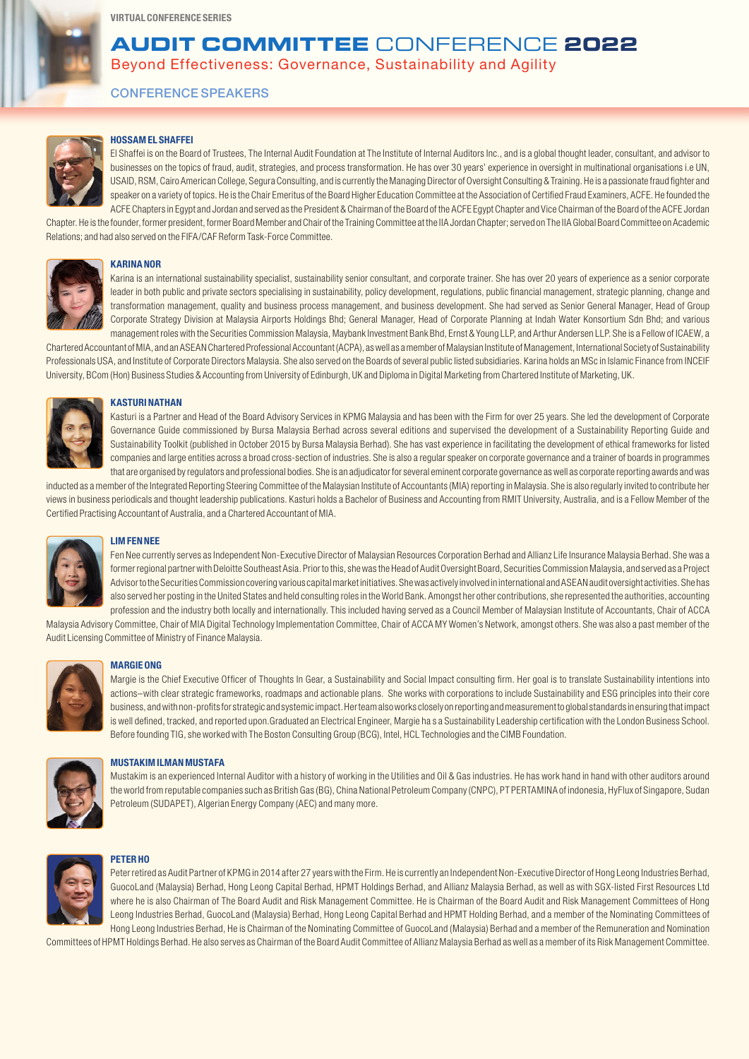VIRTUAL CONFERENCE SERIES

# AUDIT COMMITTEE CONFERENCE 2022

Beyond Effectiveness: Governance, Sustainability and Agility

## CONFERENCE SPEAKERS

### HOSSAM EL SHAFFEI

El Shaffei is on the Board of Trustees, The Internal Audit Foundation at The Institute of Internal Auditors Inc., and is a global thought leader, consultant, and advisor to businesses on the topics of fraud, audit, strategies, and process transformation. He has over 30 years' experience in oversight in multinational organisations i.e UN, USAID, RSM, Cairo American College, Segura Consulting, and is currently the Managing Director of Oversight Consulting & Training. He is a passionate fraud fighter and speaker on a variety of topics. He is the Chair Emeritus of the Board Higher Education Committee at the Association of Certified Fraud Examiners, ACFE. He founded the ACFE Chapters in Egypt and Jordan and served as the President & Chairman of the Board of the ACFE Egypt Chapter and Vice Chairman of the Board of the ACFE Jordan Chapter. He is the founder, former president, former Board Member and Chair of the Training Committee at the IIA Jordan Chapter; served on The IIA Global Board Committee on Academic Relations; and had also served on the FIFA/CAF Reform Task-Force Committee.

### KARINA NOR

Karina is an international sustainability specialist, sustainability senior consultant, and corporate trainer. She has over 20 years of experience as a senior corporate leader in both public and private sectors specialising in sustainability, policy development, regulations, public financial management, strategic planning, change and transformation management, quality and business process management, and business development. She had served as Senior General Manager, Head of Group Corporate Strategy Division at Malaysia Airports Holdings Bhd; General Manager, Head of Corporate Planning at Indah Water Konsortium Sdn Bhd; and various management roles with the Securities Commission Malaysia, Maybank Investment Bank Bhd, Ernst & Young LLP, and Arthur Andersen LLP. She is a Fellow of ICAEW, a Chartered Accountant of MIA, and an ASEAN Chartered Professional Accountant (ACPA), as well as a member of Malaysian Institute of Management, International Society of Sustainability Professionals USA, and Institute of Corporate Directors Malaysia. She also served on the Boards of several public listed subsidiaries. Karina holds an MSc in Islamic Finance from INCEIF University, BCom (Hon) Business Studies & Accounting from University of Edinburgh, UK and Diploma in Digital Marketing from Chartered Institute of Marketing, UK.

### KASTURI NATHAN

Kasturi is a Partner and Head of the Board Advisory Services in KPMG Malaysia and has been with the Firm for over 25 years. She led the development of Corporate Governance Guide commissioned by Bursa Malaysia Berhad across several editions and supervised the development of a Sustainability Reporting Guide and Sustainability Toolkit (published in October 2015 by Bursa Malaysia Berhad). She has vast experience in facilitating the development of ethical frameworks for listed companies and large entities across a broad cross-section of industries. She is also a regular speaker on corporate governance and a trainer of boards in programmes that are organised by regulators and professional bodies. She is an adjudicator for several eminent corporate governance as well as corporate reporting awards and was inducted as a member of the Integrated Reporting Steering Committee of the Malaysian Institute of Accountants (MIA) reporting in Malaysia. She is also regularly invited to contribute her views in business periodicals and thought leadership publications. Kasturi holds a Bachelor of Business and Accounting from RMIT University, Australia, and is a Fellow Member of the Certified Practising Accountant of Australia, and a Chartered Accountant of MIA.

### LIM FEN NEE

Fen Nee currently serves as Independent Non-Executive Director of Malaysian Resources Corporation Berhad and Allianz Life Insurance Malaysia Berhad. She was a former regional partner with Deloitte Southeast Asia. Prior to this, she was the Head of Audit Oversight Board, Securities Commission Malaysia, and served as a Project Advisor to the Securities Commission covering various capital market initiatives. She was actively involved in international and ASEAN audit oversight activities. She has also served her posting in the United States and held consulting roles in the World Bank. Amongst her other contributions, she represented the authorities, accounting profession and the industry both locally and internationally. This included having served as a Council Member of Malaysian Institute of Accountants, Chair of ACCA Malaysia Advisory Committee, Chair of MIA Digital Technology Implementation Committee, Chair of ACCA MY Women's Network, amongst others. She was also a past member of the Audit Licensing Committee of Ministry of Finance Malaysia.

### MARGIE ONG

Margie is the Chief Executive Officer of Thoughts In Gear, a Sustainability and Social Impact consulting firm. Her goal is to translate Sustainability intentions into actions–with clear strategic frameworks, roadmaps and actionable plans. She works with corporations to include Sustainability and ESG principles into their core business, and with non-profits for strategic and systemic impact. Her team also works closely on reporting and measurement to global standards in ensuring that impact is well defined, tracked, and reported upon.Graduated an Electrical Engineer, Margie ha s a Sustainability Leadership certification with the London Business School. Before founding TIG, she worked with The Boston Consulting Group (BCG), Intel, HCL Technologies and the CIMB Foundation.

### MUSTAKIM ILMAN MUSTAFA

Mustakim is an experienced Internal Auditor with a history of working in the Utilities and Oil & Gas industries. He has work hand in hand with other auditors around the world from reputable companies such as British Gas (BG), China National Petroleum Company (CNPC), PT PERTAMINA of indonesia, HyFlux of Singapore, Sudan Petroleum (SUDAPET), Algerian Energy Company (AEC) and many more.

### PETER HO

Peter retired as Audit Partner of KPMG in 2014 after 27 years with the Firm. He is currently an Independent Non-Executive Director of Hong Leong Industries Berhad, GuocoLand (Malaysia) Berhad, Hong Leong Capital Berhad, HPMT Holdings Berhad, and Allianz Malaysia Berhad, as well as with SGX-listed First Resources Ltd where he is also Chairman of The Board Audit and Risk Management Committee. He is Chairman of the Board Audit and Risk Management Committees of Hong Leong Industries Berhad, GuocoLand (Malaysia) Berhad, Hong Leong Capital Berhad and HPMT Holding Berhad, and a member of the Nominating Committees of Hong Leong Industries Berhad, He is Chairman of the Nominating Committee of GuocoLand (Malaysia) Berhad and a member of the Remuneration and Nomination Committees of HPMT Holdings Berhad. He also serves as Chairman of the Board Audit Committee of Allianz Malaysia Berhad as well as a member of its Risk Management Committee.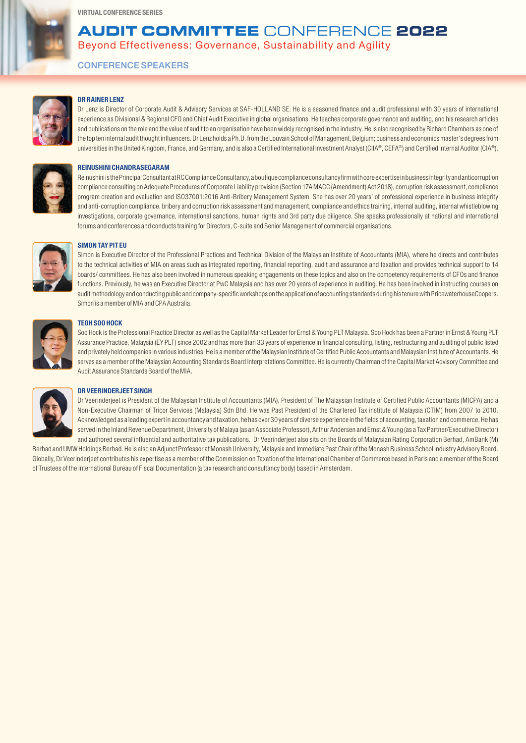VIRTUAL CONFERENCE SERIES

# AUDIT COMMITTEE CONFERENCE 2022

Beyond Effectiveness: Governance, Sustainability and Agility

## CONFERENCE SPEAKERS

### DR RAINER LENZ

Dr Lenz is Director of Corporate Audit & Advisory Services at SAF-HOLLAND SE. He is a seasoned finance and audit professional with 30 years of international experience as Divisional & Regional CFO and Chief Audit Executive in global organisations. He teaches corporate governance and auditing, and his research articles and publications on the role and the value of audit to an organisation have been widely recognised in the industry. He is also recognised by Richard Chambers as one of the top ten internal audit thought influencers. Dr Lenz holds a Ph.D. from the Louvain School of Management, Belgium; business and economics master's degrees from universities in the United Kingdom, France, and Germany, and is also a Certified International Investment Analyst (CIIA®, CEFA®) and Certified Internal Auditor (CIA®).

### REINUSHINI CHANDRASEGARAM

Reinushini is the Principal Consultant at RC Compliance Consultancy, a boutique compliance consultancy firm with core expertise in business integrity and anticorruption compliance consulting on Adequate Procedures of Corporate Liability provision (Section 17A MACC (Amendment) Act 2018), corruption risk assessment, compliance program creation and evaluation and ISO37001:2016 Anti-Bribery Management System. She has over 20 years' of professional experience in business integrity and anti-corruption compliance, bribery and corruption risk assessment and management, compliance and ethics training, internal auditing, internal whistleblowing investigations, corporate governance, international sanctions, human rights and 3rd party due diligence. She speaks professionally at national and international forums and conferences and conducts training for Directors, C-suite and Senior Management of commercial organisations.

### SIMON TAY PIT EU

Simon is Executive Director of the Professional Practices and Technical Division of the Malaysian Institute of Accountants (MIA), where he directs and contributes to the technical activities of MIA on areas such as integrated reporting, financial reporting, audit and assurance and taxation and provides technical support to 14 boards/ committees. He has also been involved in numerous speaking engagements on these topics and also on the competency requirements of CFOs and finance functions. Previously, he was an Executive Director at PwC Malaysia and has over 20 years of experience in auditing. He has been involved in instructing courses on audit methodology and conducting public and company-specific workshops on the application of accounting standards during his tenure with PricewaterhouseCoopers. Simon is a member of MIA and CPA Australia.

### TEOH SOO HOCK

Soo Hock is the Professional Practice Director as well as the Capital Market Leader for Ernst & Young PLT Malaysia. Soo Hock has been a Partner in Ernst & Young PLT Assurance Practice, Malaysia (EY PLT) since 2002 and has more than 33 years of experience in financial consulting, listing, restructuring and auditing of public listed and privately held companies in various industries. He is a member of the Malaysian Institute of Certified Public Accountants and Malaysian Institute of Accountants. He serves as a member of the Malaysian Accounting Standards Board Interpretations Committee. He is currently Chairman of the Capital Market Advisory Committee and Audit Assurance Standards Board of the MIA.

### DR VEERINDERJEET SINGH

Dr Veerinderjeet is President of the Malaysian Institute of Accountants (MIA), President of The Malaysian Institute of Certified Public Accountants (MICPA) and a Non-Executive Chairman of Tricor Services (Malaysia) Sdn Bhd. He was Past President of the Chartered Tax institute of Malaysia (CTIM) from 2007 to 2010. Acknowledged as a leading expert in accountancy and taxation, he has over 30 years of diverse experience in the fields of accounting, taxation and commerce. He has served in the Inland Revenue Department, University of Malaya (as an Associate Professor), Arthur Andersen and Ernst & Young (as a Tax Partner/Executive Director) and authored several influential and authoritative tax publications. Dr Veerinderjeet also sits on the Boards of Malaysian Rating Corporation Berhad, AmBank (M) Berhad and UMW Holdings Berhad. He is also an Adjunct Professor at Monash University, Malaysia and Immediate Past Chair of the Monash Business School Industry Advisory Board. Globally, Dr Veerinderjeet contributes his expertise as a member of the Commission on Taxation of the International Chamber of Commerce based in Paris and a member of the Board of Trustees of the International Bureau of Fiscal Documentation (a tax research and consultancy body) based in Amsterdam.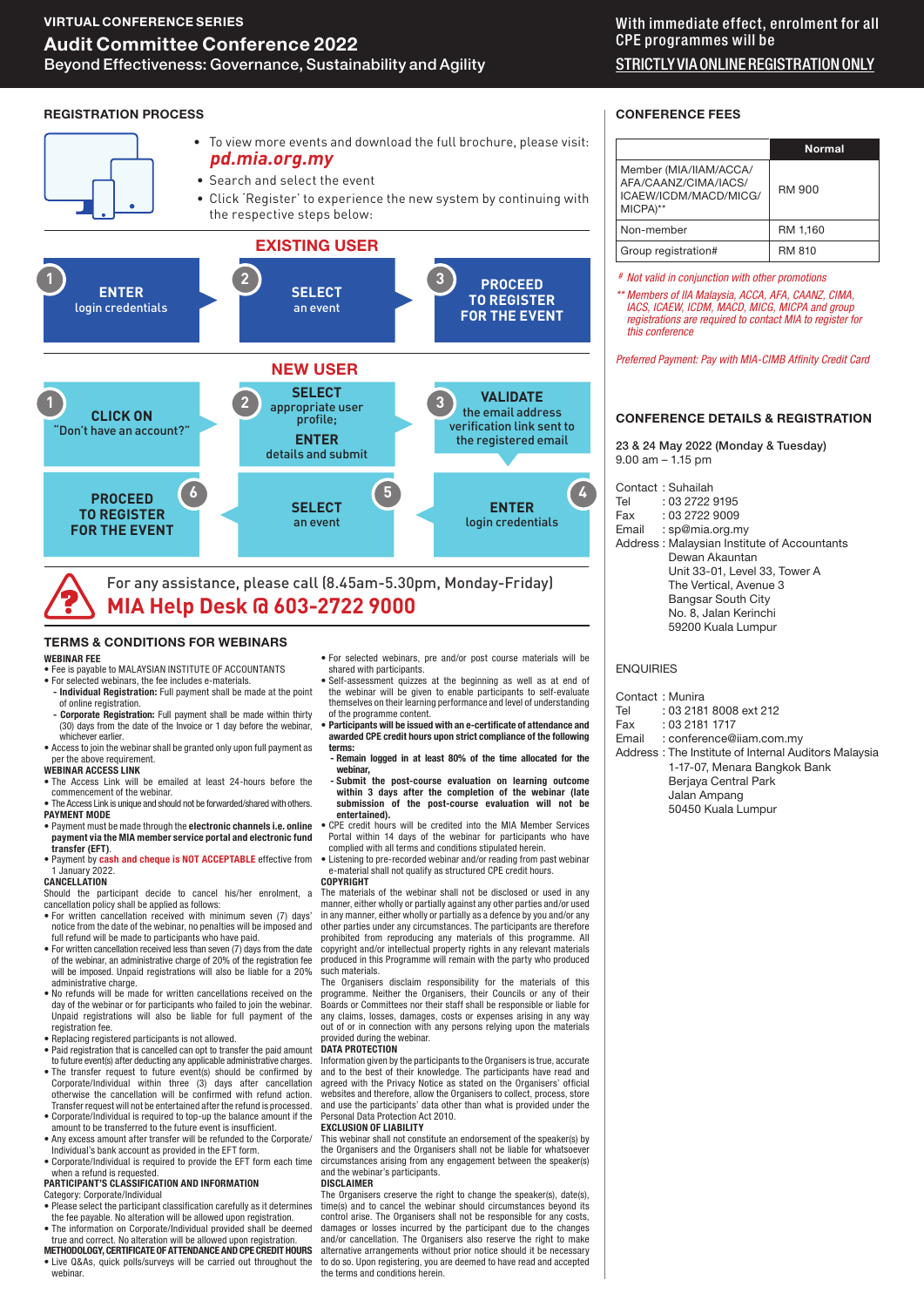VIRTUAL CONFERENCE SERIES

# Audit Committee Conference 2022

Beyond Effectiveness: Governance, Sustainability and Agility

With immediate effect, enrolment for all CPE programmes will be **STRICTLY VIA ONLINE REGISTRATION ONLY**

## REGISTRATION PROCESS

- To view more events and download the full brochure, please visit: ***pd.mia.org.my***
- Search and select the event
- Click 'Register' to experience the new system by continuing with the respective steps below:

### EXISTING USER

1. **ENTER** login credentials
2. **SELECT** an event
3. **PROCEED TO REGISTER FOR THE EVENT**

### NEW USER

1. **CLICK ON** "Don't have an account?"
2. **SELECT** appropriate user profile; **ENTER** details and submit
3. **VALIDATE** the email address verification link sent to the registered email
4. **ENTER** login credentials
5. **SELECT** an event
6. **PROCEED TO REGISTER FOR THE EVENT**

For any assistance, please call (8.45am-5.30pm, Monday-Friday)

**MIA Help Desk @ 603-2722 9000**

## TERMS & CONDITIONS FOR WEBINARS

**WEBINAR FEE**

- Fee is payable to MALAYSIAN INSTITUTE OF ACCOUNTANTS
- For selected webinars, the fee includes e-materials.
  - **Individual Registration:** Full payment shall be made at the point of online registration.
  - **Corporate Registration:** Full payment shall be made within thirty (30) days from the date of the Invoice or 1 day before the webinar, whichever earlier.
- Access to join the webinar shall be granted only upon full payment as per the above requirement.

**WEBINAR ACCESS LINK**

- The Access Link will be emailed at least 24-hours before the commencement of the webinar.
- The Access Link is unique and should not be forwarded/shared with others.

**PAYMENT MODE**

- Payment must be made through the **electronic channels i.e. online payment via the MIA member service portal and electronic fund transfer (EFT)**.
- Payment by **cash and cheque is NOT ACCEPTABLE** effective from 1 January 2022.

**CANCELLATION**

Should the participant decide to cancel his/her enrolment, a cancellation policy shall be applied as follows:

- For written cancellation received with minimum seven (7) days' notice from the date of the webinar, no penalties will be imposed and full refund will be made to participants who have paid.
- For written cancellation received less than seven (7) days from the date of the webinar, an administrative charge of 20% of the registration fee will be imposed. Unpaid registrations will also be liable for a 20% administrative charge.
- No refunds will be made for written cancellations received on the day of the webinar or for participants who failed to join the webinar. Unpaid registrations will also be liable for full payment of the registration fee.
- Replacing registered participants is not allowed.
- Paid registration that is cancelled can opt to transfer the paid amount to future event(s) after deducting any applicable administrative charges.
- The transfer request to future event(s) should be confirmed by Corporate/Individual within three (3) days after cancellation otherwise the cancellation will be confirmed with refund action. Transfer request will not be entertained after the refund is processed.
- Corporate/Individual is required to top-up the balance amount if the amount to be transferred to the future event is insufficient.
- Any excess amount after transfer will be refunded to the Corporate/ Individual's bank account as provided in the EFT form.
- Corporate/Individual is required to provide the EFT form each time when a refund is requested.

**PARTICIPANT'S CLASSIFICATION AND INFORMATION**

Category: Corporate/Individual

- Please select the participant classification carefully as it determines the fee payable. No alteration will be allowed upon registration.
- The information on Corporate/Individual provided shall be deemed true and correct. No alteration will be allowed upon registration.

**METHODOLOGY, CERTIFICATE OF ATTENDANCE AND CPE CREDIT HOURS**

- Live Q&As, quick polls/surveys will be carried out throughout the webinar.
- For selected webinars, pre and/or post course materials will be shared with participants.
- Self-assessment quizzes at the beginning as well as at end of the webinar will be given to enable participants to self-evaluate themselves on their learning performance and level of understanding of the programme content.
- **Participants will be issued with an e-certificate of attendance and awarded CPE credit hours upon strict compliance of the following terms:**
  - **Remain logged in at least 80% of the time allocated for the webinar,**
  - **Submit the post-course evaluation on learning outcome within 3 days after the completion of the webinar (late submission of the post-course evaluation will not be entertained).**
- CPE credit hours will be credited into the MIA Member Services Portal within 14 days of the webinar for participants who have complied with all terms and conditions stipulated herein.
- Listening to pre-recorded webinar and/or reading from past webinar e-material shall not qualify as structured CPE credit hours.

**COPYRIGHT**

The materials of the webinar shall not be disclosed or used in any manner, either wholly or partially against any other parties and/or used in any manner, either wholly or partially as a defence by you and/or any other parties under any circumstances. The participants are therefore prohibited from reproducing any materials of this programme. All copyright and/or intellectual property rights in any relevant materials produced in this Programme will remain with the party who produced such materials.

The Organisers disclaim responsibility for the materials of this programme. Neither the Organisers, their Councils or any of their Boards or Committees nor their staff shall be responsible or liable for any claims, losses, damages, costs or expenses arising in any way out of or in connection with any persons relying upon the materials provided during the webinar.

**DATA PROTECTION**

Information given by the participants to the Organisers is true, accurate and to the best of their knowledge. The participants have read and agreed with the Privacy Notice as stated on the Organisers' official websites and therefore, allow the Organisers to collect, process, store and use the participants' data other than what is provided under the Personal Data Protection Act 2010.

**EXCLUSION OF LIABILITY**

This webinar shall not constitute an endorsement of the speaker(s) by the Organisers and the Organisers shall not be liable for whatsoever circumstances arising from any engagement between the speaker(s) and the webinar's participants.

**DISCLAIMER**

The Organisers reserve the right to change the speaker(s), date(s), time(s) and to cancel the webinar should circumstances beyond its control arise. The Organisers shall not be responsible for any costs, damages or losses incurred by the participant due to the changes and/or cancellation. The Organisers also reserve the right to make alternative arrangements without prior notice should it be necessary to do so. Upon registering, you are deemed to have read and accepted the terms and conditions herein.

## CONFERENCE FEES

| | Normal |
|---|---|
| Member (MIA/IIAM/ACCA/AFA/CAANZ/CIMA/IACS/ICAEW/ICDM/MACD/MICG/MICPA)** | RM 900 |
| Non-member | RM 1,160 |
| Group registration# | RM 810 |

*# Not valid in conjunction with other promotions*

*** Members of IIA Malaysia, ACCA, AFA, CAANZ, CIMA, IACS, ICAEW, ICDM, MACD, MICG, MICPA and group registrations are required to contact MIA to register for this conference*

*Preferred Payment: Pay with MIA-CIMB Affinity Credit Card*

## CONFERENCE DETAILS & REGISTRATION

**23 & 24 May 2022 (Monday & Tuesday)**
9.00 am – 1.15 pm

Contact : Suhailah
Tel : 03 2722 9195
Fax : 03 2722 9009
Email : sp@mia.org.my
Address : Malaysian Institute of Accountants
Dewan Akauntan
Unit 33-01, Level 33, Tower A
The Vertical, Avenue 3
Bangsar South City
No. 8, Jalan Kerinchi
59200 Kuala Lumpur

## ENQUIRIES

Contact : Munira
Tel : 03 2181 8008 ext 212
Fax : 03 2181 1717
Email : conference@iiam.com.my
Address : The Institute of Internal Auditors Malaysia
1-17-07, Menara Bangkok Bank
Berjaya Central Park
Jalan Ampang
50450 Kuala Lumpur